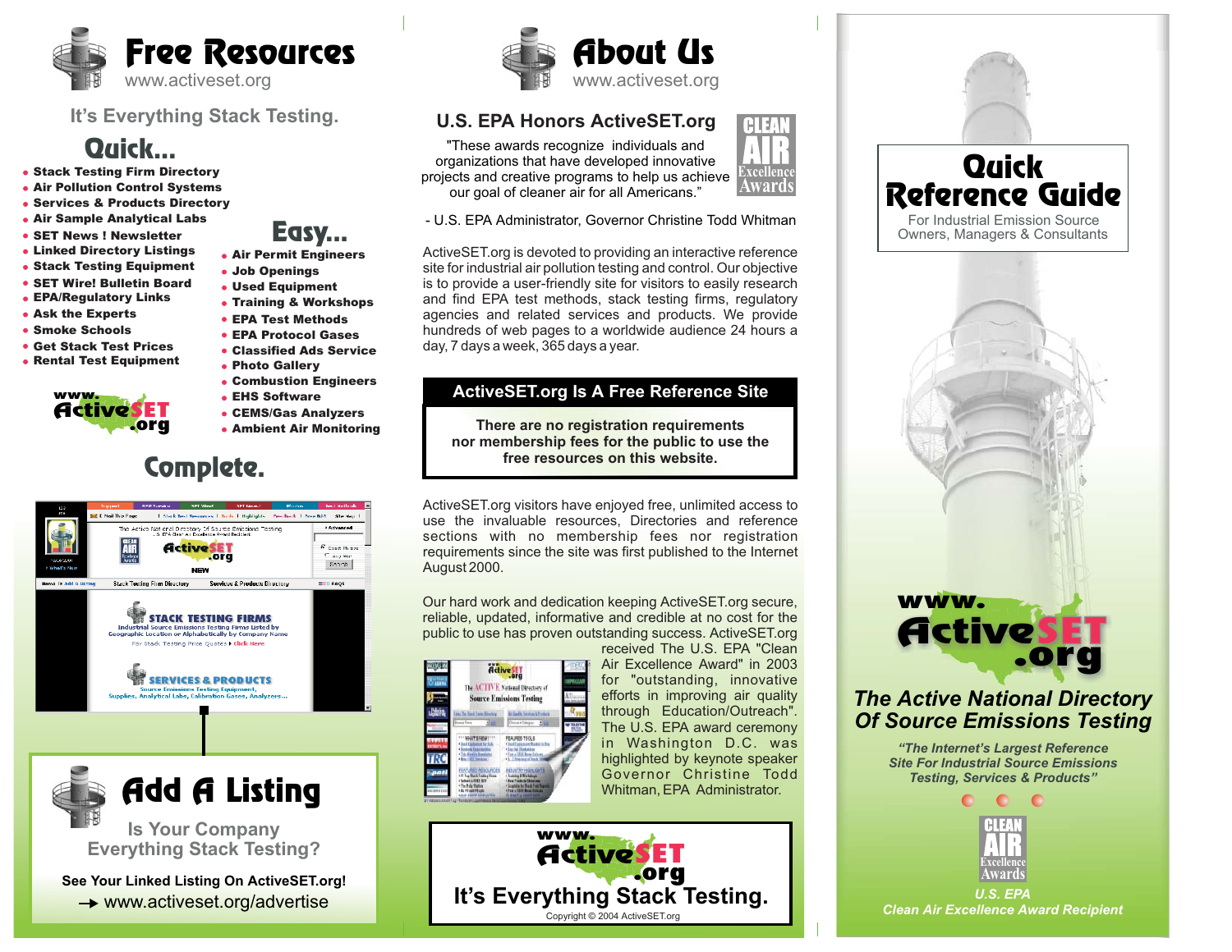# Free Resources

www.activeset.org

It's Everything Stack Testing.

## Quick...

- Stack Testing Firm Directory
- Air Pollution Control Systems
- Services & Products Directory
- Air Sample Analytical Labs
- SET News ! Newsletter
- Linked Directory Listings
- Stack Testing Equipment
- SET Wire! Bulletin Board
- EPA/Regulatory Links
- Ask the Experts
- Smoke Schools
- Get Stack Test Prices
- Rental Test Equipment

## Easy...

- Air Permit Engineers
- Job Openings
- Used Equipment
- Training & Workshops
- EPA Test Methods
- EPA Protocol Gases
- Classified Ads Service
- Photo Gallery
- Combustion Engineers
- EHS Software
- CEMS/Gas Analyzers
- Ambient Air Monitoring

www.ActiveSET.org

## Complete.

# Add A Listing

Is Your Company Everything Stack Testing?

**See Your Linked Listing On ActiveSET.org!**

→ www.activeset.org/advertise

# About Us

www.activeset.org

## U.S. EPA Honors ActiveSET.org

"These awards recognize individuals and organizations that have developed innovative projects and creative programs to help us achieve our goal of cleaner air for all Americans."

- U.S. EPA Administrator, Governor Christine Todd Whitman

ActiveSET.org is devoted to providing an interactive reference site for industrial air pollution testing and control. Our objective is to provide a user-friendly site for visitors to easily research and find EPA test methods, stack testing firms, regulatory agencies and related services and products. We provide hundreds of web pages to a worldwide audience 24 hours a day, 7 days a week, 365 days a year.

### ActiveSET.org Is A Free Reference Site

**There are no registration requirements nor membership fees for the public to use the free resources on this website.**

ActiveSET.org visitors have enjoyed free, unlimited access to use the invaluable resources, Directories and reference sections with no membership fees nor registration requirements since the site was first published to the Internet August 2000.

Our hard work and dedication keeping ActiveSET.org secure, reliable, updated, informative and credible at no cost for the public to use has proven outstanding success. ActiveSET.org received The U.S. EPA "Clean Air Excellence Award" in 2003 for "outstanding, innovative efforts in improving air quality through Education/Outreach". The U.S. EPA award ceremony in Washington D.C. was highlighted by keynote speaker Governor Christine Todd Whitman, EPA Administrator.

www.ActiveSET.org

**It's Everything Stack Testing.**

Copyright © 2004 ActiveSET.org

# Quick Reference Guide

For Industrial Emission Source Owners, Managers & Consultants

www.ActiveSET.org

***The Active National Directory Of Source Emissions Testing***

***"The Internet's Largest Reference Site For Industrial Source Emissions Testing, Services & Products"***

CLEAN AIR Excellence Awards

***U.S. EPA Clean Air Excellence Award Recipient***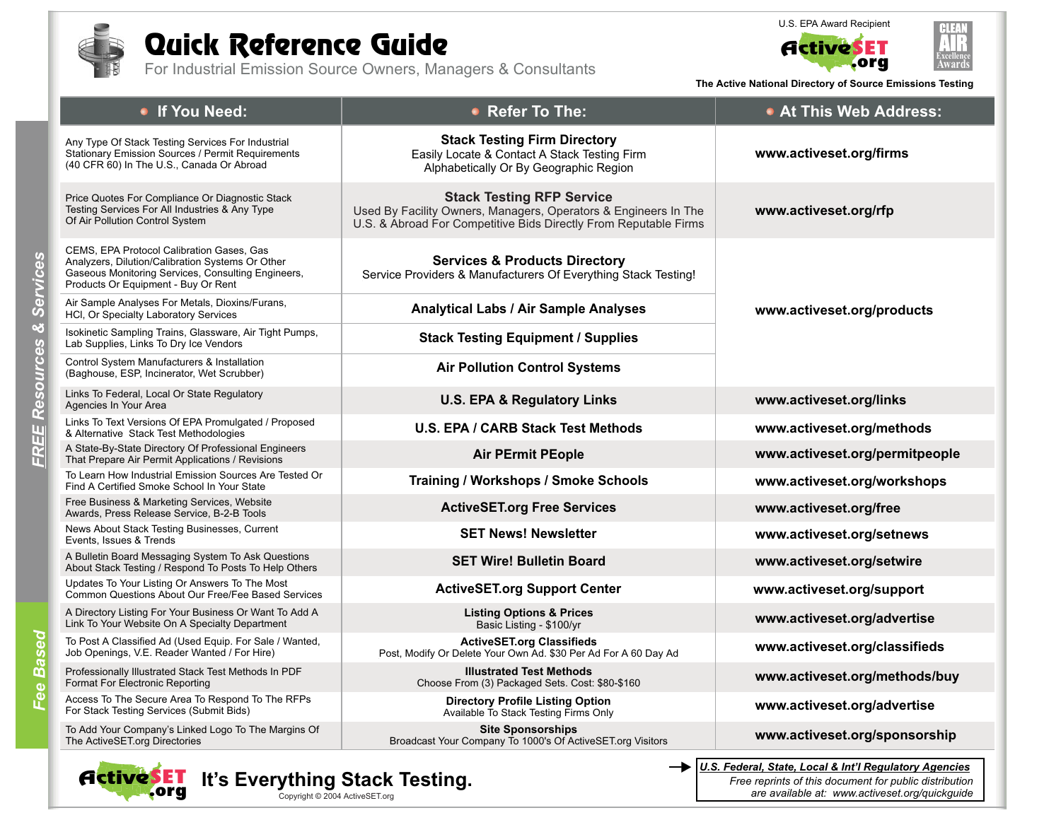# Quick Reference Guide

For Industrial Emission Source Owners, Managers & Consultants

U.S. EPA Award Recipient

ActiveSET.org

CLEAN AIR Excellence Awards

**The Active National Directory of Source Emissions Testing**

## FREE Resources & Services

| If You Need: | Refer To The: | At This Web Address: |
|---|---|---|
| Any Type Of Stack Testing Services For Industrial Stationary Emission Sources / Permit Requirements (40 CFR 60) In The U.S., Canada Or Abroad | **Stack Testing Firm Directory** Easily Locate & Contact A Stack Testing Firm Alphabetically Or By Geographic Region | **www.activeset.org/firms** |
| Price Quotes For Compliance Or Diagnostic Stack Testing Services For All Industries & Any Type Of Air Pollution Control System | **Stack Testing RFP Service** Used By Facility Owners, Managers, Operators & Engineers In The U.S. & Abroad For Competitive Bids Directly From Reputable Firms | **www.activeset.org/rfp** |
| CEMS, EPA Protocol Calibration Gases, Gas Analyzers, Dilution/Calibration Systems Or Other Gaseous Monitoring Services, Consulting Engineers, Products Or Equipment - Buy Or Rent | **Services & Products Directory** Service Providers & Manufacturers Of Everything Stack Testing! | **www.activeset.org/products** |
| Air Sample Analyses For Metals, Dioxins/Furans, HCl, Or Specialty Laboratory Services | **Analytical Labs / Air Sample Analyses** | |
| Isokinetic Sampling Trains, Glassware, Air Tight Pumps, Lab Supplies, Links To Dry Ice Vendors | **Stack Testing Equipment / Supplies** | |
| Control System Manufacturers & Installation (Baghouse, ESP, Incinerator, Wet Scrubber) | **Air Pollution Control Systems** | |
| Links To Federal, Local Or State Regulatory Agencies In Your Area | **U.S. EPA & Regulatory Links** | **www.activeset.org/links** |
| Links To Text Versions Of EPA Promulgated / Proposed & Alternative Stack Test Methodologies | **U.S. EPA / CARB Stack Test Methods** | **www.activeset.org/methods** |
| A State-By-State Directory Of Professional Engineers That Prepare Air Permit Applications / Revisions | **Air PErmit PEople** | **www.activeset.org/permitpeople** |
| To Learn How Industrial Emission Sources Are Tested Or Find A Certified Smoke School In Your State | **Training / Workshops / Smoke Schools** | **www.activeset.org/workshops** |
| Free Business & Marketing Services, Website Awards, Press Release Service, B-2-B Tools | **ActiveSET.org Free Services** | **www.activeset.org/free** |
| News About Stack Testing Businesses, Current Events, Issues & Trends | **SET News! Newsletter** | **www.activeset.org/setnews** |
| A Bulletin Board Messaging System To Ask Questions About Stack Testing / Respond To Posts To Help Others | **SET Wire! Bulletin Board** | **www.activeset.org/setwire** |
| Updates To Your Listing Or Answers To The Most Common Questions About Our Free/Fee Based Services | **ActiveSET.org Support Center** | **www.activeset.org/support** |

## Fee Based

| If You Need: | Refer To The: | At This Web Address: |
|---|---|---|
| A Directory Listing For Your Business Or Want To Add A Link To Your Website On A Specialty Department | **Listing Options & Prices** Basic Listing - $100/yr | **www.activeset.org/advertise** |
| To Post A Classified Ad (Used Equip. For Sale / Wanted, Job Openings, V.E. Reader Wanted / For Hire) | **ActiveSET.org Classifieds** Post, Modify Or Delete Your Own Ad. $30 Per Ad For A 60 Day Ad | **www.activeset.org/classifieds** |
| Professionally Illustrated Stack Test Methods In PDF Format For Electronic Reporting | **Illustrated Test Methods** Choose From (3) Packaged Sets. Cost: $80-$160 | **www.activeset.org/methods/buy** |
| Access To The Secure Area To Respond To The RFPs For Stack Testing Services (Submit Bids) | **Directory Profile Listing Option** Available To Stack Testing Firms Only | **www.activeset.org/advertise** |
| To Add Your Company's Linked Logo To The Margins Of The ActiveSET.org Directories | **Site Sponsorships** Broadcast Your Company To 1000's Of ActiveSET.org Visitors | **www.activeset.org/sponsorship** |

ActiveSET.org **It's Everything Stack Testing.**

Copyright © 2004 ActiveSET.org

→ ***U.S. Federal, State, Local & Int'l Regulatory Agencies***

*Free reprints of this document for public distribution are available at: www.activeset.org/quickguide*